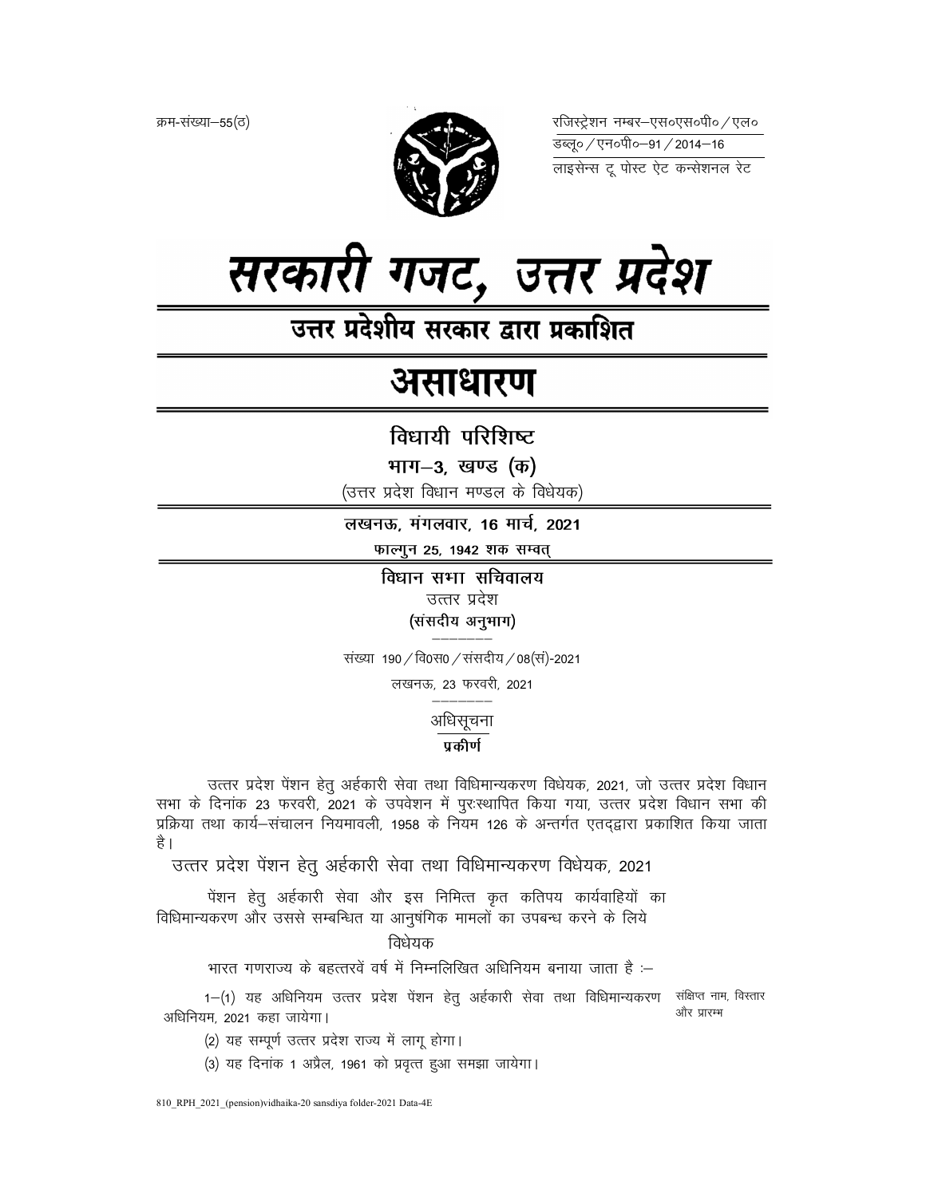क्रम-संख्या–55(ठ)

रजिस्ट्रेशन नम्बर–एस०एस०पी० / एल० डब्लू० / एन०पी०–91 / 2014–16

लाइसेन्स टू पोस्ट ऐट कन्सेशनल रेट

# सरकारी गजट, उत्तर प्रदेश

## उत्तर प्रदेशीय सरकार द्वारा प्रकाशित

# असाधारण

## विधायी परिशिष्ट

### भाग–3, खण्ड (क)

(उत्तर प्रदेश विधान मण्डल के विधेयक)

**लखनऊ, मंगलवार, 16 मार्च, 2021**

**फाल्गुन 25, 1942 शक सम्वत्**

**विधान सभा सचिवालय**

उत्तर प्रदेश

**(संसदीय अनुभाग)**

संख्या 190 / वि0स0 / संसदीय / 08(सं)-2021

लखनऊ, 23 फरवरी, 2021

अधिसूचना

**प्रकीर्ण**

उत्तर प्रदेश पेंशन हेतु अर्हकारी सेवा तथा विधिमान्यकरण विधेयक, 2021, जो उत्तर प्रदेश विधान सभा के दिनांक 23 फरवरी, 2021 के उपवेशन में पुरःस्थापित किया गया, उत्तर प्रदेश विधान सभा की प्रक्रिया तथा कार्य–संचालन नियमावली, 1958 के नियम 126 के अन्तर्गत एतद्द्वारा प्रकाशित किया जाता है।

उत्तर प्रदेश पेंशन हेतु अर्हकारी सेवा तथा विधिमान्यकरण विधेयक, 2021

पेंशन हेतु अर्हकारी सेवा और इस निमित्त कृत कतिपय कार्यवाहियों का विधिमान्यकरण और उससे सम्बन्धित या आनुषंगिक मामलों का उपबन्ध करने के लिये

विधेयक

भारत गणराज्य के बहत्तरवें वर्ष में निम्नलिखित अधिनियम बनाया जाता है :–

संक्षिप्त नाम, विस्तार और प्रारम्भ

1–(1) यह अधिनियम उत्तर प्रदेश पेंशन हेतु अर्हकारी सेवा तथा विधिमान्यकरण अधिनियम, 2021 कहा जायेगा।

(2) यह सम्पूर्ण उत्तर प्रदेश राज्य में लागू होगा।

(3) यह दिनांक 1 अप्रैल, 1961 को प्रवृत्त हुआ समझा जायेगा।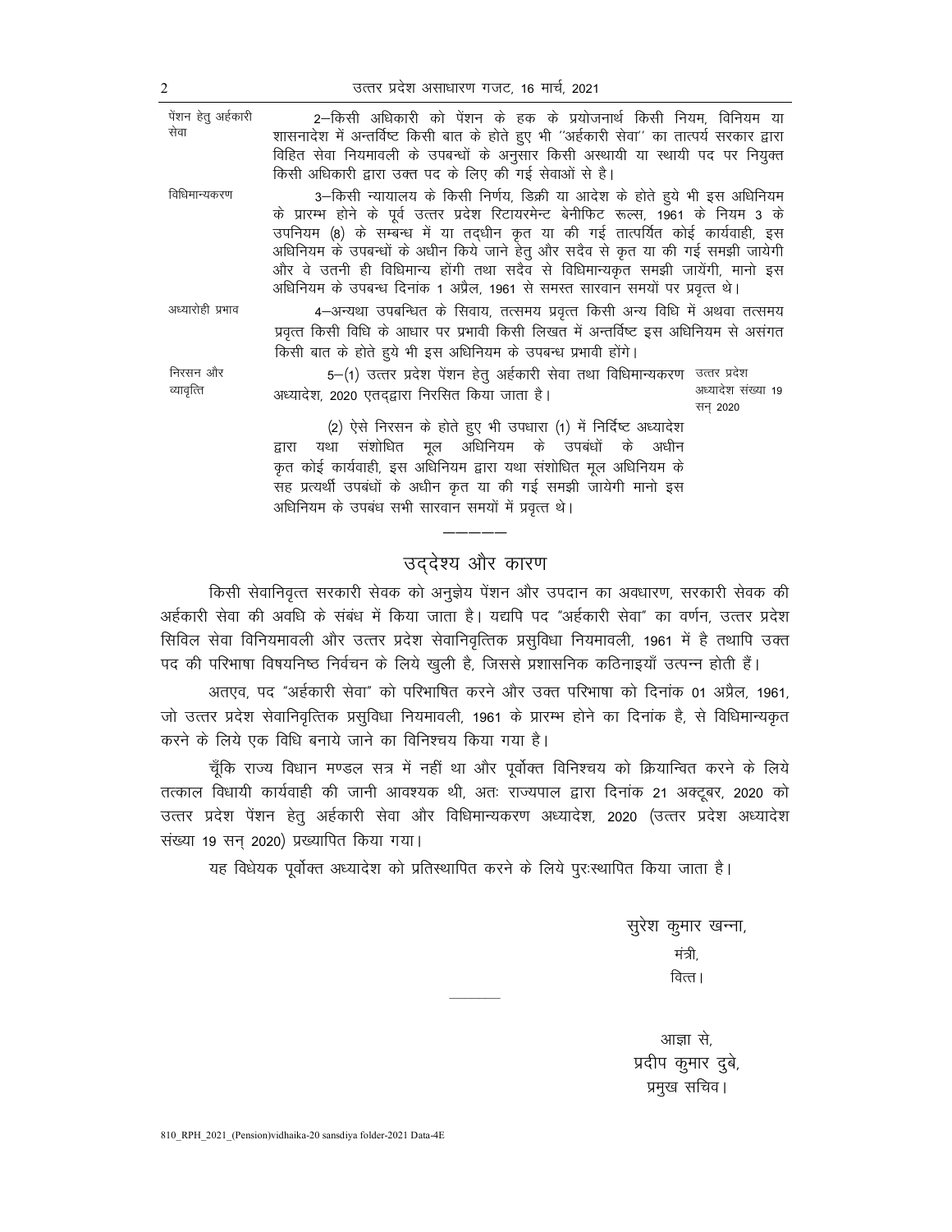**पेंशन हेतु अर्हकारी सेवा**

2—किसी अधिकारी को पेंशन के हक के प्रयोजनार्थ किसी नियम, विनियम या शासनादेश में अन्तर्विष्ट किसी बात के होते हुए भी "अर्हकारी सेवा" का तात्पर्य सरकार द्वारा विहित सेवा नियमावली के उपबन्धों के अनुसार किसी अस्थायी या स्थायी पद पर नियुक्त किसी अधिकारी द्वारा उक्त पद के लिए की गई सेवाओं से है।

**विधिमान्यकरण**

3—किसी न्यायालय के किसी निर्णय, डिक्री या आदेश के होते हुये भी इस अधिनियम के प्रारम्भ होने के पूर्व उत्तर प्रदेश रिटायरमेन्ट बेनीफिट रूल्स, 1961 के नियम 3 के उपनियम (8) के सम्बन्ध में या तद्धीन कृत या की गई तात्पर्यित कोई कार्यवाही, इस अधिनियम के उपबन्धों के अधीन किये जाने हेतु और सदैव से कृत या की गई समझी जायेगी और वे उतनी ही विधिमान्य होंगी तथा सदैव से विधिमान्यकृत समझी जायेंगी, मानो इस अधिनियम के उपबन्ध दिनांक 1 अप्रैल, 1961 से समस्त सारवान समयों पर प्रवृत्त थे।

**अध्यारोही प्रभाव**

4—अन्यथा उपबन्धित के सिवाय, तत्समय प्रवृत्त किसी अन्य विधि में अथवा तत्समय प्रवृत्त किसी विधि के आधार पर प्रभावी किसी लिखत में अन्तर्विष्ट इस अधिनियम से असंगत किसी बात के होते हुये भी इस अधिनियम के उपबन्ध प्रभावी होंगे।

**निरसन और व्यावृत्ति**

5—(1) उत्तर प्रदेश पेंशन हेतु अर्हकारी सेवा तथा विधिमान्यकरण अध्यादेश, 2020 एतद्द्वारा निरसित किया जाता है। *(उत्तर प्रदेश अध्यादेश संख्या 19 सन् 2020)*

(2) ऐसे निरसन के होते हुए भी उपधारा (1) में निर्दिष्ट अध्यादेश द्वारा यथा संशोधित मूल अधिनियम के उपबंधों के अधीन कृत कोई कार्यवाही, इस अधिनियम द्वारा यथा संशोधित मूल अधिनियम के सह प्रत्यर्थी उपबंधों के अधीन कृत या की गई समझी जायेगी मानो इस अधिनियम के उपबंध सभी सारवान समयों में प्रवृत्त थे।

———

## उद्देश्य और कारण

किसी सेवानिवृत्त सरकारी सेवक को अनुज्ञेय पेंशन और उपदान का अवधारण, सरकारी सेवक की अर्हकारी सेवा की अवधि के संबंध में किया जाता है। यद्यपि पद "अर्हकारी सेवा" का वर्णन, उत्तर प्रदेश सिविल सेवा विनियमावली और उत्तर प्रदेश सेवानिवृत्तिक प्रसुविधा नियमावली, 1961 में है तथापि उक्त पद की परिभाषा विषयनिष्ठ निर्वचन के लिये खुली है, जिससे प्रशासनिक कठिनाइयाँ उत्पन्न होती हैं।

अतएव, पद "अर्हकारी सेवा" को परिभाषित करने और उक्त परिभाषा को दिनांक 01 अप्रैल, 1961, जो उत्तर प्रदेश सेवानिवृत्तिक प्रसुविधा नियमावली, 1961 के प्रारम्भ होने का दिनांक है, से विधिमान्यकृत करने के लिये एक विधि बनाये जाने का विनिश्चय किया गया है।

चूँकि राज्य विधान मण्डल सत्र में नहीं था और पूर्वोक्त विनिश्चय को क्रियान्वित करने के लिये तत्काल विधायी कार्यवाही की जानी आवश्यक थी, अतः राज्यपाल द्वारा दिनांक 21 अक्टूबर, 2020 को उत्तर प्रदेश पेंशन हेतु अर्हकारी सेवा और विधिमान्यकरण अध्यादेश, 2020 (उत्तर प्रदेश अध्यादेश संख्या 19 सन् 2020) प्रख्यापित किया गया।

यह विधेयक पूर्वोक्त अध्यादेश को प्रतिस्थापित करने के लिये पुरःस्थापित किया जाता है।

सुरेश कुमार खन्ना,
मंत्री,
वित्त।

———

आज्ञा से,
प्रदीप कुमार दुबे,
प्रमुख सचिव।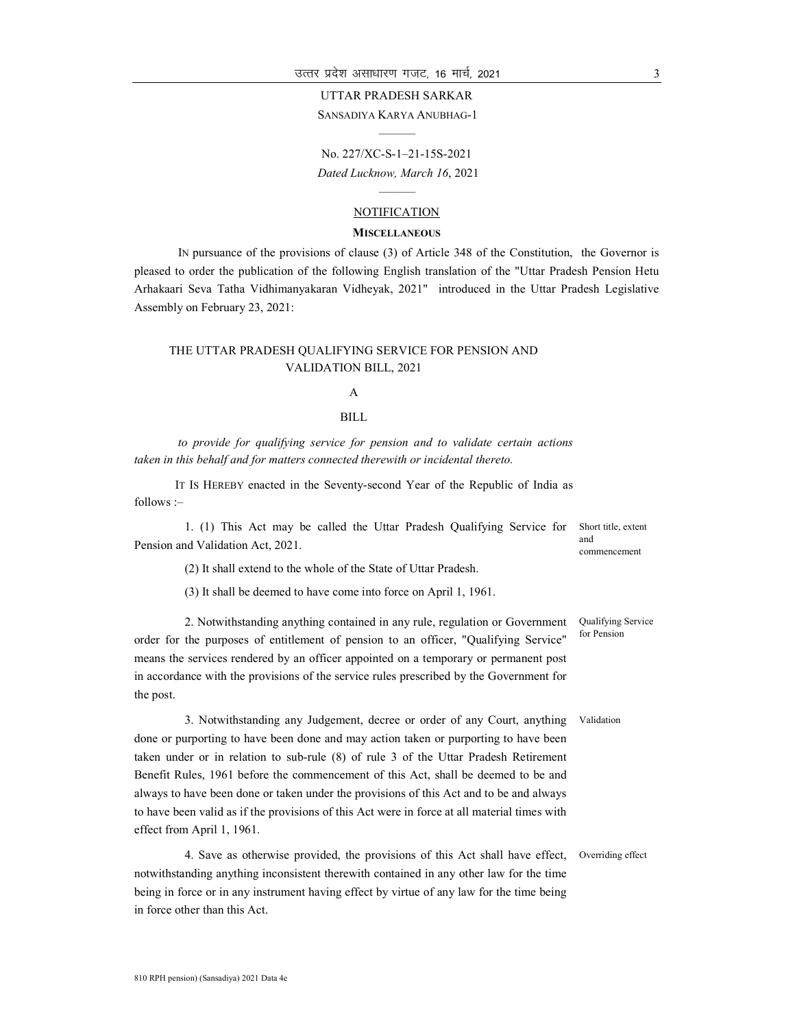UTTAR PRADESH SARKAR

SANSADIYA KARYA ANUBHAG-1

———

No. 227/XC-S-1–21-15S-2021

*Dated Lucknow, March 16*, 2021

———

NOTIFICATION

**MISCELLANEOUS**

IN pursuance of the provisions of clause (3) of Article 348 of the Constitution, the Governor is pleased to order the publication of the following English translation of the "Uttar Pradesh Pension Hetu Arhakaari Seva Tatha Vidhimanyakaran Vidheyak, 2021" introduced in the Uttar Pradesh Legislative Assembly on February 23, 2021:

# THE UTTAR PRADESH QUALIFYING SERVICE FOR PENSION AND VALIDATION BILL, 2021

A

BILL

*to provide for qualifying service for pension and to validate certain actions taken in this behalf and for matters connected therewith or incidental thereto.*

IT IS HEREBY enacted in the Seventy-second Year of the Republic of India as follows :–

Short title, extent and commencement

1. (1) This Act may be called the Uttar Pradesh Qualifying Service for Pension and Validation Act, 2021.

(2) It shall extend to the whole of the State of Uttar Pradesh.

(3) It shall be deemed to have come into force on April 1, 1961.

Qualifying Service for Pension

2. Notwithstanding anything contained in any rule, regulation or Government order for the purposes of entitlement of pension to an officer, "Qualifying Service" means the services rendered by an officer appointed on a temporary or permanent post in accordance with the provisions of the service rules prescribed by the Government for the post.

Validation

3. Notwithstanding any Judgement, decree or order of any Court, anything done or purporting to have been done and may action taken or purporting to have been taken under or in relation to sub-rule (8) of rule 3 of the Uttar Pradesh Retirement Benefit Rules, 1961 before the commencement of this Act, shall be deemed to be and always to have been done or taken under the provisions of this Act and to be and always to have been valid as if the provisions of this Act were in force at all material times with effect from April 1, 1961.

Overriding effect

4. Save as otherwise provided, the provisions of this Act shall have effect, notwithstanding anything inconsistent therewith contained in any other law for the time being in force or in any instrument having effect by virtue of any law for the time being in force other than this Act.

810 RPH pension) (Sansadiya) 2021 Data 4e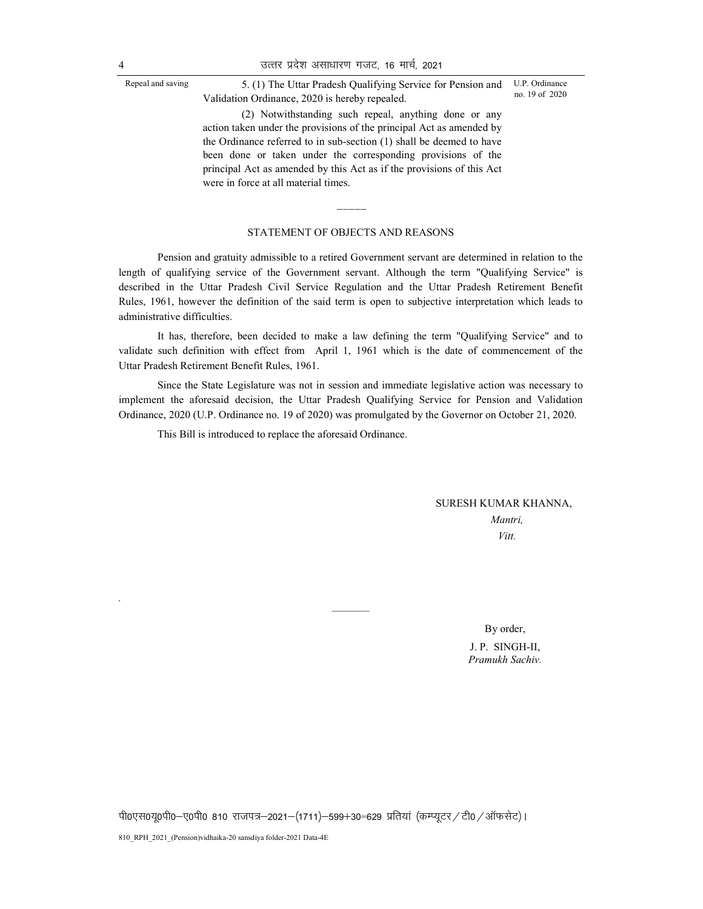Repeal and saving

5. (1) The Uttar Pradesh Qualifying Service for Pension and Validation Ordinance, 2020 is hereby repealed.

U.P. Ordinance no. 19 of 2020

(2) Notwithstanding such repeal, anything done or any action taken under the provisions of the principal Act as amended by the Ordinance referred to in sub-section (1) shall be deemed to have been done or taken under the corresponding provisions of the principal Act as amended by this Act as if the provisions of this Act were in force at all material times.

―――――

## STATEMENT OF OBJECTS AND REASONS

Pension and gratuity admissible to a retired Government servant are determined in relation to the length of qualifying service of the Government servant. Although the term "Qualifying Service" is described in the Uttar Pradesh Civil Service Regulation and the Uttar Pradesh Retirement Benefit Rules, 1961, however the definition of the said term is open to subjective interpretation which leads to administrative difficulties.

It has, therefore, been decided to make a law defining the term "Qualifying Service" and to validate such definition with effect from April 1, 1961 which is the date of commencement of the Uttar Pradesh Retirement Benefit Rules, 1961.

Since the State Legislature was not in session and immediate legislative action was necessary to implement the aforesaid decision, the Uttar Pradesh Qualifying Service for Pension and Validation Ordinance, 2020 (U.P. Ordinance no. 19 of 2020) was promulgated by the Governor on October 21, 2020.

This Bill is introduced to replace the aforesaid Ordinance.

SURESH KUMAR KHANNA,
*Mantri,*
*Vitt.*

―――――

By order,
J. P. SINGH-II,
*Pramukh Sachiv.*

पी0एस0यू0पी0—ए0पी0 810 राजपत्र—2021—(1711)—599+30=629 प्रतियां (कम्प्यूटर / टी0 / ऑफसेट)।

810_RPH_2021_(Pension)vidhaika-20 sansdiya folder-2021 Data-4E